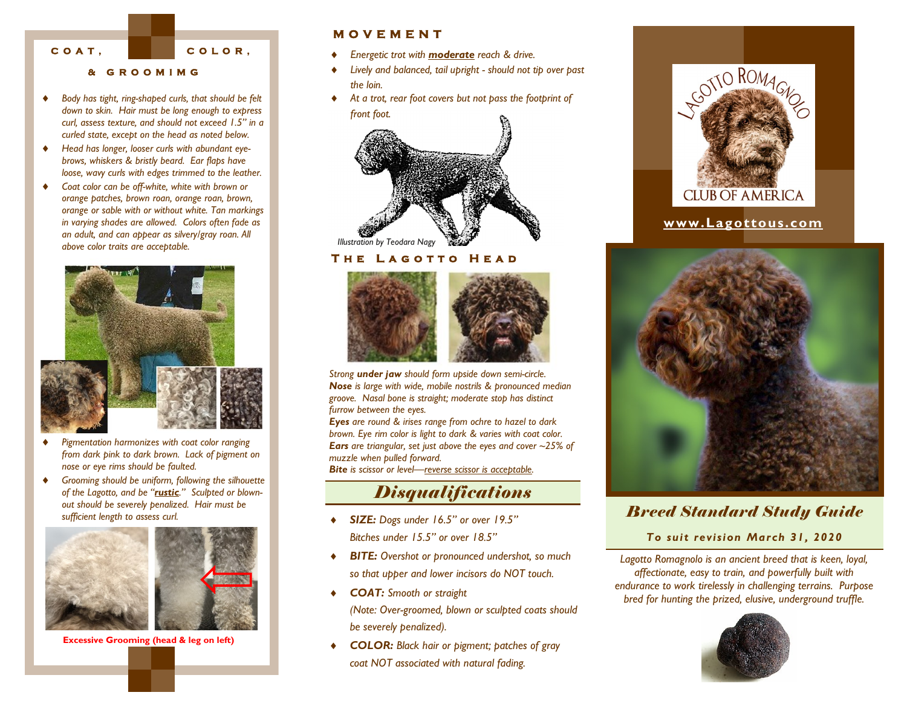## COAT, COLOR, & GROOMIMG

- *Body has tight, ring-shaped curls, that should be felt down to skin. Hair must be long enough to express curl, assess texture, and should not exceed 1.5" in a curled state, except on the head as noted below.*
- *Head has longer, looser curls with abundant eye-brows, whiskers & bristly beard. Ear flaps have loose, wavy curls with edges trimmed to the leather.*
- *Coat color can be off-white, white with brown or orange patches, brown roan, orange roan, brown, orange or sable with or without white. Tan markings in varying shades are allowed. Colors often fade as an adult, and can appear as silvery/gray roan. All above color traits are acceptable.*
- *Pigmentation harmonizes with coat color ranging from dark pink to dark brown. Lack of pigment on nose or eye rims should be faulted.*
- *Grooming should be uniform, following the silhouette of the Lagotto, and be "**rustic**." Sculpted or blown-out should be severely penalized. Hair must be sufficient length to assess curl.*

**Excessive Grooming (head & leg on left)**

## MOVEMENT

- *Energetic trot with **moderate** reach & drive.*
- *Lively and balanced, tail upright - should not tip over past the loin.*
- *At a trot, rear foot covers but not pass the footprint of front foot.*

*Illustration by Teodara Nagy*

## The Lagotto Head

*Strong **under jaw** should form upside down semi-circle.*
***Nose** is large with wide, mobile nostrils & pronounced median groove. Nasal bone is straight; moderate stop has distinct furrow between the eyes.*
***Eyes** are round & irises range from ochre to hazel to dark brown. Eye rim color is light to dark & varies with coat color.*
***Ears** are triangular, set just above the eyes and cover ~25% of muzzle when pulled forward.*
***Bite** is scissor or level—reverse scissor is acceptable.*

## *Disqualifications*

- ***SIZE:** Dogs under 16.5" or over 19.5"*
  *Bitches under 15.5" or over 18.5"*
- ***BITE:** Overshot or pronounced undershot, so much so that upper and lower incisors do NOT touch.*
- ***COAT:** Smooth or straight*
  *(Note: Over-groomed, blown or sculpted coats should be severely penalized).*
- ***COLOR:** Black hair or pigment; patches of gray coat NOT associated with natural fading.*

LAGOTTO ROMAGNOLO CLUB OF AMERICA

**www.Lagottous.com**

# *Breed Standard Study Guide*

**To suit revision March 31, 2020**

*Lagotto Romagnolo is an ancient breed that is keen, loyal, affectionate, easy to train, and powerfully built with endurance to work tirelessly in challenging terrains. Purpose bred for hunting the prized, elusive, underground truffle.*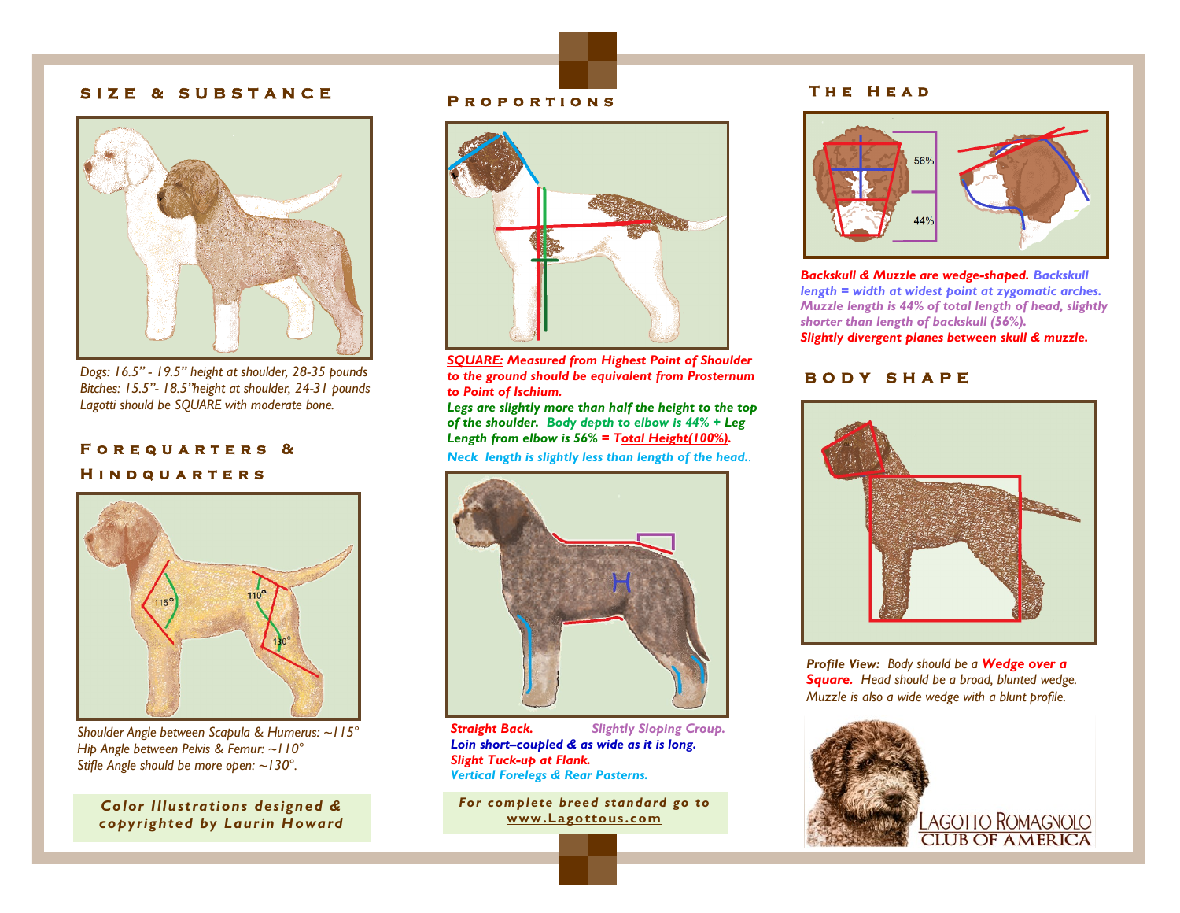## SIZE & SUBSTANCE

*Dogs: 16.5" - 19.5" height at shoulder, 28-35 pounds*
*Bitches: 15.5"- 18.5"height at shoulder, 24-31 pounds*
*Lagotti should be SQUARE with moderate bone.*

## FOREQUARTERS & HINDQUARTERS

115°
110°
130°

*Shoulder Angle between Scapula & Humerus: ~115°*
*Hip Angle between Pelvis & Femur: ~110°*
*Stifle Angle should be more open: ~130°.*

**Color Illustrations designed & copyrighted by Laurin Howard**

## PROPORTIONS

***SQUARE:* Measured from Highest Point of Shoulder to the ground should be equivalent from Prosternum to Point of Ischium.**
**Legs are slightly more than half the height to the top of the shoulder. Body depth to elbow is 44% + Leg Length from elbow is 56% = Total Height(100%).**
***Neck length is slightly less than length of the head..***

***Straight Back.*** ***Slightly Sloping Croup.***
***Loin short–coupled & as wide as it is long.***
***Slight Tuck-up at Flank.***
***Vertical Forelegs & Rear Pasterns.***

**For complete breed standard go to www.Lagottous.com**

## THE HEAD

56%
44%

***Backskull & Muzzle are wedge-shaped. Backskull length = width at widest point at zygomatic arches. Muzzle length is 44% of total length of head, slightly shorter than length of backskull (56%). Slightly divergent planes between skull & muzzle.***

## BODY SHAPE

***Profile View:*** *Body should be a* ***Wedge over a Square.*** *Head should be a broad, blunted wedge. Muzzle is also a wide wedge with a blunt profile.*

LAGOTTO ROMAGNOLO CLUB OF AMERICA